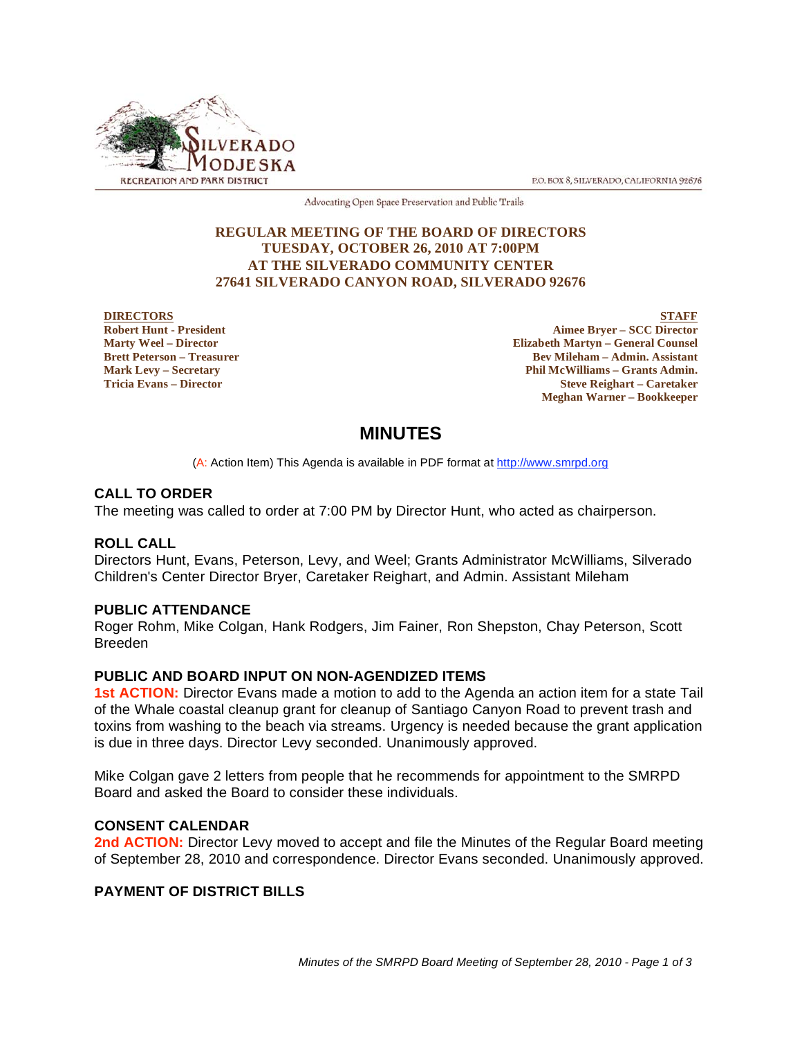SILVERADO MODJESKA
RECREATION AND PARK DISTRICT

P.O. BOX 8, SILVERADO, CALIFORNIA 92676

Advocating Open Space Preservation and Public Trails

**REGULAR MEETING OF THE BOARD OF DIRECTORS**
**TUESDAY, OCTOBER 26, 2010 AT 7:00PM**
**AT THE SILVERADO COMMUNITY CENTER**
**27641 SILVERADO CANYON ROAD, SILVERADO 92676**

**DIRECTORS**
**Robert Hunt - President**
**Marty Weel – Director**
**Brett Peterson – Treasurer**
**Mark Levy – Secretary**
**Tricia Evans – Director**

**STAFF**
**Aimee Bryer – SCC Director**
**Elizabeth Martyn – General Counsel**
**Bev Mileham – Admin. Assistant**
**Phil McWilliams – Grants Admin.**
**Steve Reighart – Caretaker**
**Meghan Warner – Bookkeeper**

# MINUTES

(A: Action Item) This Agenda is available in PDF format at http://www.smrpd.org

## CALL TO ORDER

The meeting was called to order at 7:00 PM by Director Hunt, who acted as chairperson.

## ROLL CALL

Directors Hunt, Evans, Peterson, Levy, and Weel; Grants Administrator McWilliams, Silverado Children's Center Director Bryer, Caretaker Reighart, and Admin. Assistant Mileham

## PUBLIC ATTENDANCE

Roger Rohm, Mike Colgan, Hank Rodgers, Jim Fainer, Ron Shepston, Chay Peterson, Scott Breeden

## PUBLIC AND BOARD INPUT ON NON-AGENDIZED ITEMS

**1st ACTION:** Director Evans made a motion to add to the Agenda an action item for a state Tail of the Whale coastal cleanup grant for cleanup of Santiago Canyon Road to prevent trash and toxins from washing to the beach via streams. Urgency is needed because the grant application is due in three days. Director Levy seconded. Unanimously approved.

Mike Colgan gave 2 letters from people that he recommends for appointment to the SMRPD Board and asked the Board to consider these individuals.

## CONSENT CALENDAR

**2nd ACTION:** Director Levy moved to accept and file the Minutes of the Regular Board meeting of September 28, 2010 and correspondence. Director Evans seconded. Unanimously approved.

## PAYMENT OF DISTRICT BILLS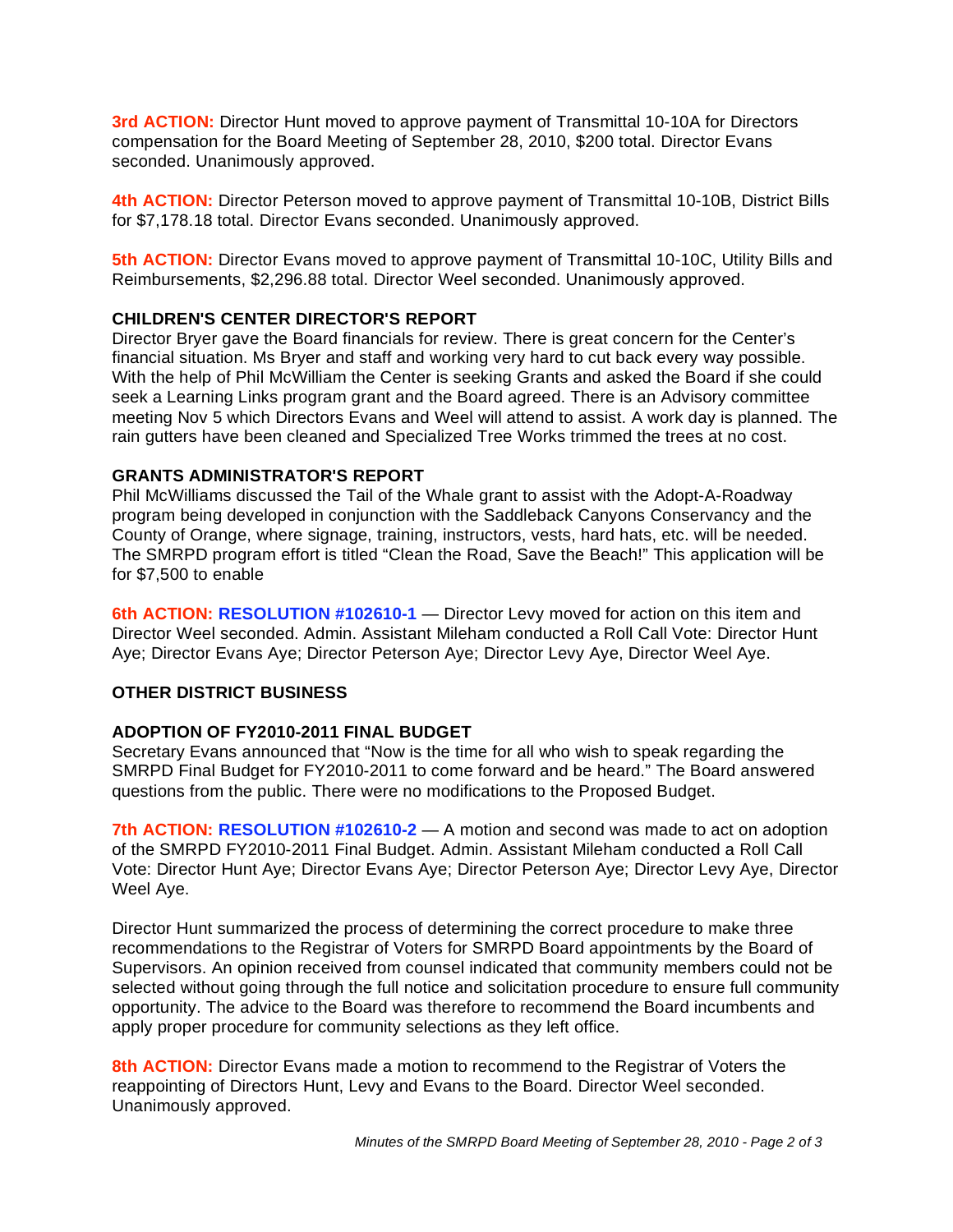**3rd ACTION:** Director Hunt moved to approve payment of Transmittal 10-10A for Directors compensation for the Board Meeting of September 28, 2010, $200 total. Director Evans seconded. Unanimously approved.

**4th ACTION:** Director Peterson moved to approve payment of Transmittal 10-10B, District Bills for $7,178.18 total. Director Evans seconded. Unanimously approved.

**5th ACTION:** Director Evans moved to approve payment of Transmittal 10-10C, Utility Bills and Reimbursements, $2,296.88 total. Director Weel seconded. Unanimously approved.

**CHILDREN'S CENTER DIRECTOR'S REPORT**

Director Bryer gave the Board financials for review. There is great concern for the Center's financial situation. Ms Bryer and staff and working very hard to cut back every way possible. With the help of Phil McWilliam the Center is seeking Grants and asked the Board if she could seek a Learning Links program grant and the Board agreed. There is an Advisory committee meeting Nov 5 which Directors Evans and Weel will attend to assist. A work day is planned. The rain gutters have been cleaned and Specialized Tree Works trimmed the trees at no cost.

**GRANTS ADMINISTRATOR'S REPORT**

Phil McWilliams discussed the Tail of the Whale grant to assist with the Adopt-A-Roadway program being developed in conjunction with the Saddleback Canyons Conservancy and the County of Orange, where signage, training, instructors, vests, hard hats, etc. will be needed. The SMRPD program effort is titled "Clean the Road, Save the Beach!" This application will be for $7,500 to enable

**6th ACTION: RESOLUTION #102610-1** — Director Levy moved for action on this item and Director Weel seconded. Admin. Assistant Mileham conducted a Roll Call Vote: Director Hunt Aye; Director Evans Aye; Director Peterson Aye; Director Levy Aye, Director Weel Aye.

**OTHER DISTRICT BUSINESS**

**ADOPTION OF FY2010-2011 FINAL BUDGET**

Secretary Evans announced that "Now is the time for all who wish to speak regarding the SMRPD Final Budget for FY2010-2011 to come forward and be heard." The Board answered questions from the public. There were no modifications to the Proposed Budget.

**7th ACTION: RESOLUTION #102610-2** — A motion and second was made to act on adoption of the SMRPD FY2010-2011 Final Budget. Admin. Assistant Mileham conducted a Roll Call Vote: Director Hunt Aye; Director Evans Aye; Director Peterson Aye; Director Levy Aye, Director Weel Aye.

Director Hunt summarized the process of determining the correct procedure to make three recommendations to the Registrar of Voters for SMRPD Board appointments by the Board of Supervisors. An opinion received from counsel indicated that community members could not be selected without going through the full notice and solicitation procedure to ensure full community opportunity. The advice to the Board was therefore to recommend the Board incumbents and apply proper procedure for community selections as they left office.

**8th ACTION:** Director Evans made a motion to recommend to the Registrar of Voters the reappointing of Directors Hunt, Levy and Evans to the Board. Director Weel seconded. Unanimously approved.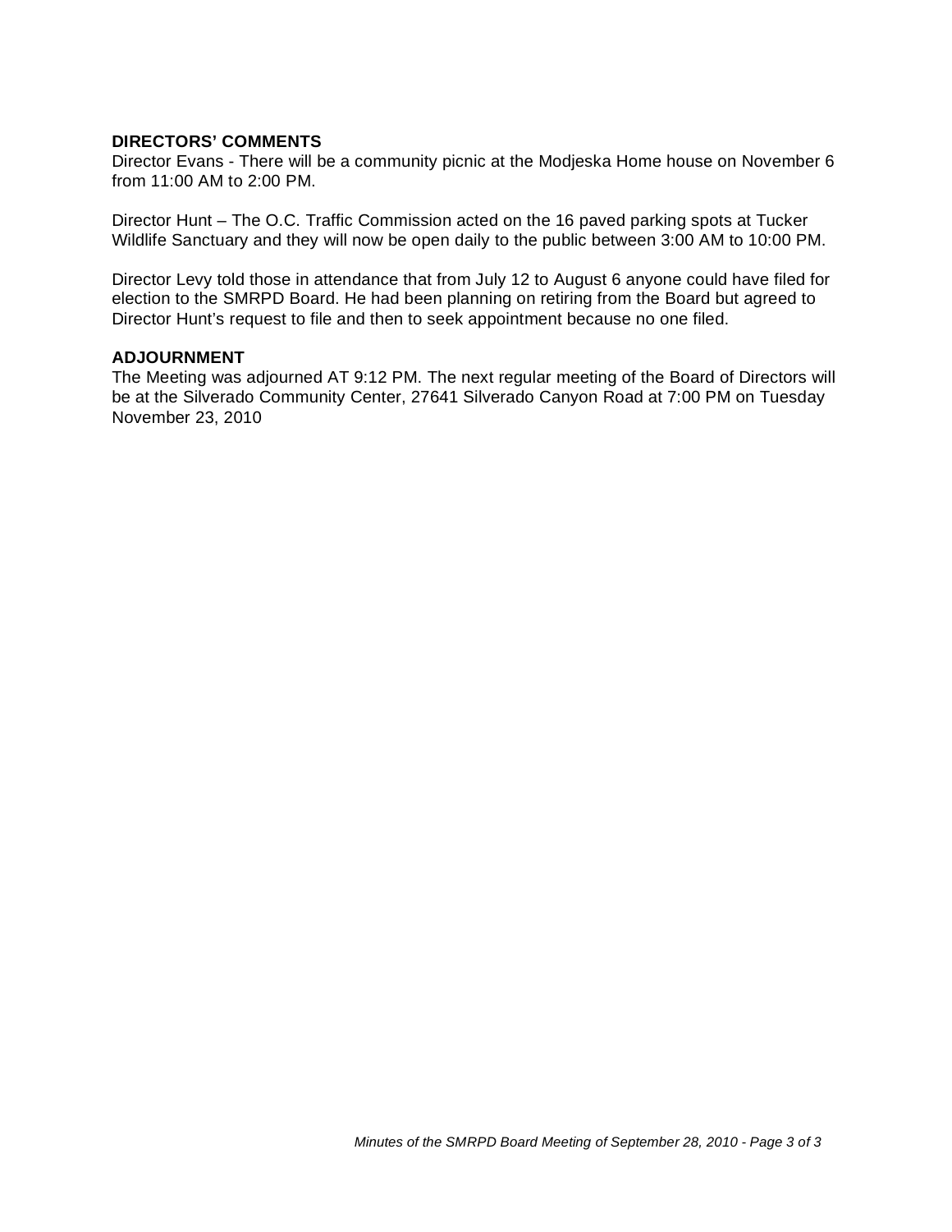**DIRECTORS' COMMENTS**

Director Evans - There will be a community picnic at the Modjeska Home house on November 6 from 11:00 AM to 2:00 PM.

Director Hunt – The O.C. Traffic Commission acted on the 16 paved parking spots at Tucker Wildlife Sanctuary and they will now be open daily to the public between 3:00 AM to 10:00 PM.

Director Levy told those in attendance that from July 12 to August 6 anyone could have filed for election to the SMRPD Board. He had been planning on retiring from the Board but agreed to Director Hunt's request to file and then to seek appointment because no one filed.

**ADJOURNMENT**

The Meeting was adjourned AT 9:12 PM. The next regular meeting of the Board of Directors will be at the Silverado Community Center, 27641 Silverado Canyon Road at 7:00 PM on Tuesday November 23, 2010